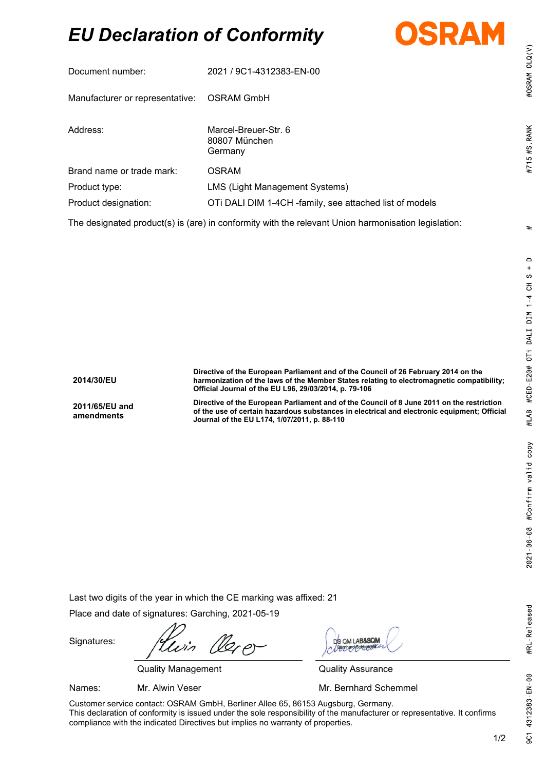# EU Declaration of Conformity

OSRAM

| | |
|---|---|
| Document number: | 2021 / 9C1-4312383-EN-00 |
| Manufacturer or representative: | OSRAM GmbH |
| Address: | Marcel-Breuer-Str. 6<br>80807 München<br>Germany |
| Brand name or trade mark: | OSRAM |
| Product type: | LMS (Light Management Systems) |
| Product designation: | OTi DALI DIM 1-4CH -family, see attached list of models |

The designated product(s) is (are) in conformity with the relevant Union harmonisation legislation:

| | |
|---|---|
| **2014/30/EU** | **Directive of the European Parliament and of the Council of 26 February 2014 on the harmonization of the laws of the Member States relating to electromagnetic compatibility; Official Journal of the EU L96, 29/03/2014, p. 79-106** |
| **2011/65/EU and amendments** | **Directive of the European Parliament and of the Council of 8 June 2011 on the restriction of the use of certain hazardous substances in electrical and electronic equipment; Official Journal of the EU L174, 1/07/2011, p. 88-110** |

Last two digits of the year in which the CE marking was affixed: 21

Place and date of signatures: Garching, 2021-05-19

| | | |
|---|---|---|
| Signatures: | | DS QM LAB&SQM |
| | Quality Management | Quality Assurance |
| Names: | Mr. Alwin Veser | Mr. Bernhard Schemmel |

Customer service contact: OSRAM GmbH, Berliner Allee 65, 86153 Augsburg, Germany.
This declaration of conformity is issued under the sole responsibility of the manufacturer or representative. It confirms compliance with the indicated Directives but implies no warranty of properties.

9C1 4312383-EN-00 #RL-Released 2021-06-08 #Confirm valid copy #LAB #CED-E20# OTi DALI DIM 1-4 CH S + D # #715 #S.RANK #OSRAM OLQ(V)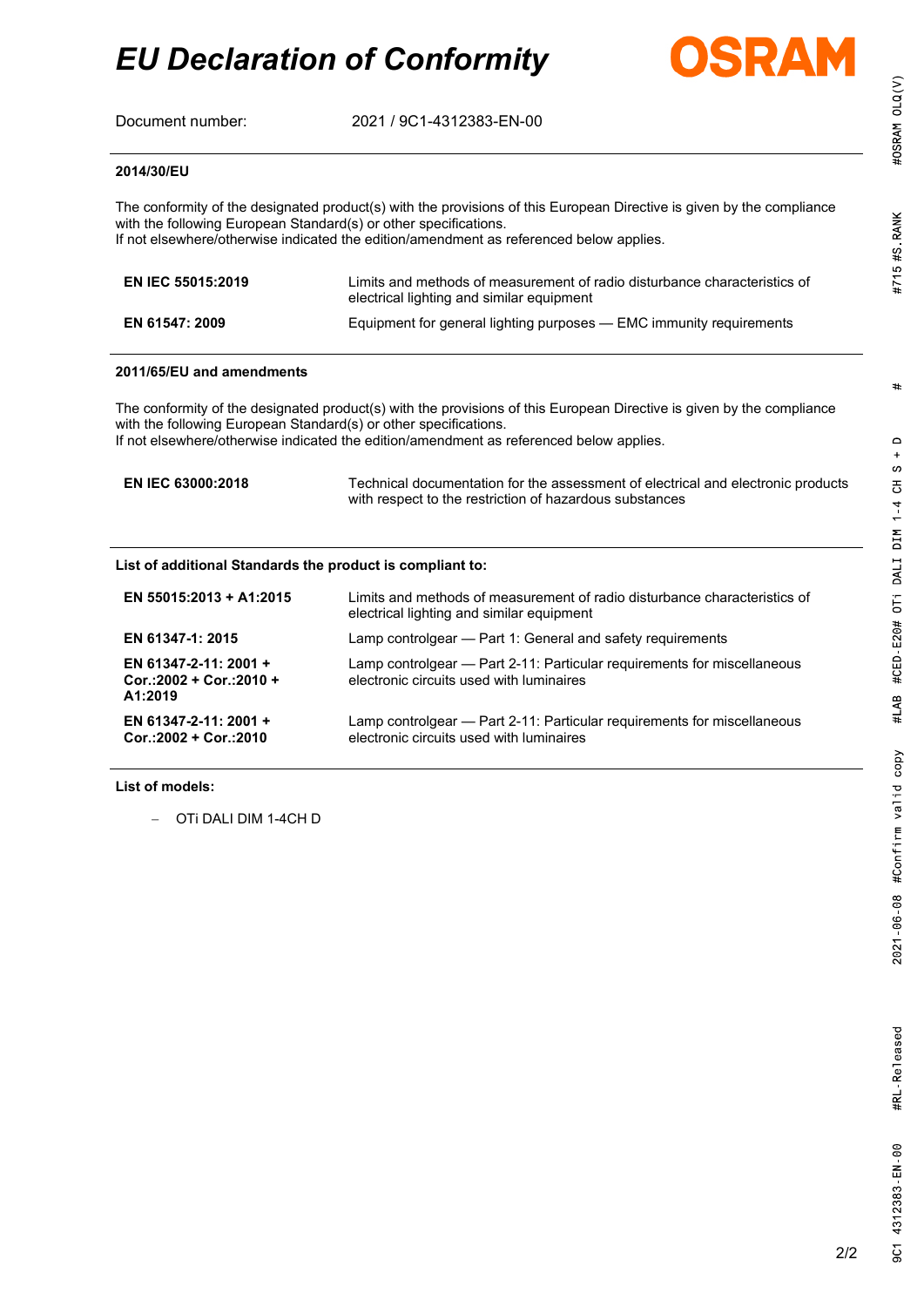# EU Declaration of Conformity

Document number: 2021 / 9C1-4312383-EN-00

**2014/30/EU**

The conformity of the designated product(s) with the provisions of this European Directive is given by the compliance with the following European Standard(s) or other specifications.
If not elsewhere/otherwise indicated the edition/amendment as referenced below applies.

| | |
|---|---|
| **EN IEC 55015:2019** | Limits and methods of measurement of radio disturbance characteristics of electrical lighting and similar equipment |
| **EN 61547: 2009** | Equipment for general lighting purposes — EMC immunity requirements |

**2011/65/EU and amendments**

The conformity of the designated product(s) with the provisions of this European Directive is given by the compliance with the following European Standard(s) or other specifications.
If not elsewhere/otherwise indicated the edition/amendment as referenced below applies.

| | |
|---|---|
| **EN IEC 63000:2018** | Technical documentation for the assessment of electrical and electronic products with respect to the restriction of hazardous substances |

**List of additional Standards the product is compliant to:**

| | |
|---|---|
| **EN 55015:2013 + A1:2015** | Limits and methods of measurement of radio disturbance characteristics of electrical lighting and similar equipment |
| **EN 61347-1: 2015** | Lamp controlgear — Part 1: General and safety requirements |
| **EN 61347-2-11: 2001 + Cor.:2002 + Cor.:2010 + A1:2019** | Lamp controlgear — Part 2-11: Particular requirements for miscellaneous electronic circuits used with luminaires |
| **EN 61347-2-11: 2001 + Cor.:2002 + Cor.:2010** | Lamp controlgear — Part 2-11: Particular requirements for miscellaneous electronic circuits used with luminaires |

**List of models:**

- OTi DALI DIM 1-4CH D